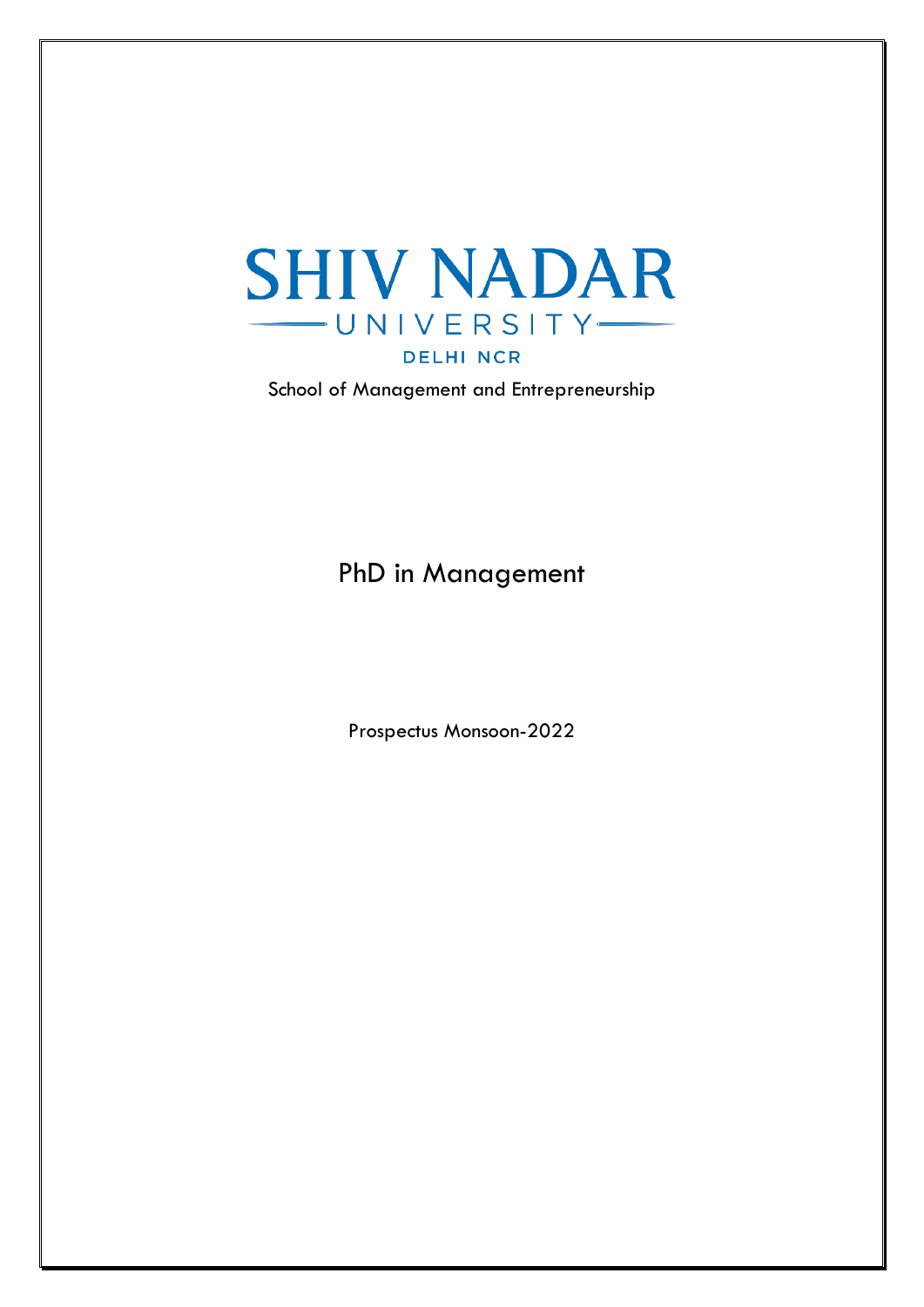# SHIV NADAR

UNIVERSITY

DELHI NCR

School of Management and Entrepreneurship

## PhD in Management

Prospectus Monsoon-2022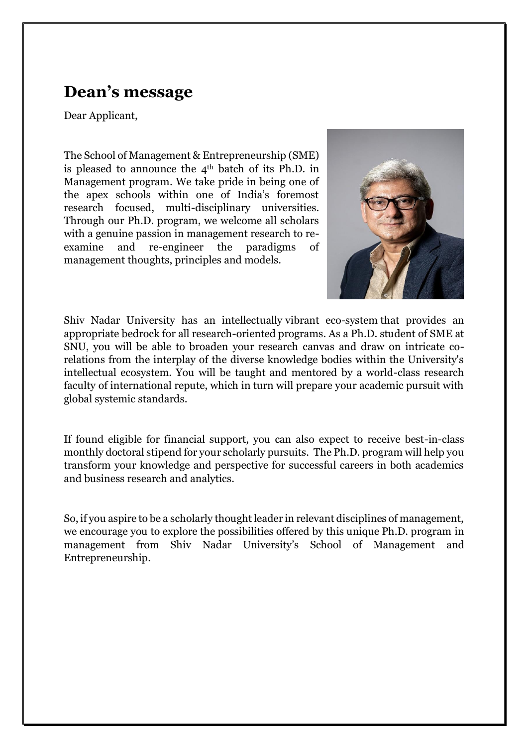# Dean's message

Dear Applicant,

The School of Management & Entrepreneurship (SME) is pleased to announce the 4th batch of its Ph.D. in Management program. We take pride in being one of the apex schools within one of India's foremost research focused, multi-disciplinary universities. Through our Ph.D. program, we welcome all scholars with a genuine passion in management research to re-examine and re-engineer the paradigms of management thoughts, principles and models.

Shiv Nadar University has an intellectually vibrant eco-system that provides an appropriate bedrock for all research-oriented programs. As a Ph.D. student of SME at SNU, you will be able to broaden your research canvas and draw on intricate co-relations from the interplay of the diverse knowledge bodies within the University's intellectual ecosystem. You will be taught and mentored by a world-class research faculty of international repute, which in turn will prepare your academic pursuit with global systemic standards.

If found eligible for financial support, you can also expect to receive best-in-class monthly doctoral stipend for your scholarly pursuits. The Ph.D. program will help you transform your knowledge and perspective for successful careers in both academics and business research and analytics.

So, if you aspire to be a scholarly thought leader in relevant disciplines of management, we encourage you to explore the possibilities offered by this unique Ph.D. program in management from Shiv Nadar University's School of Management and Entrepreneurship.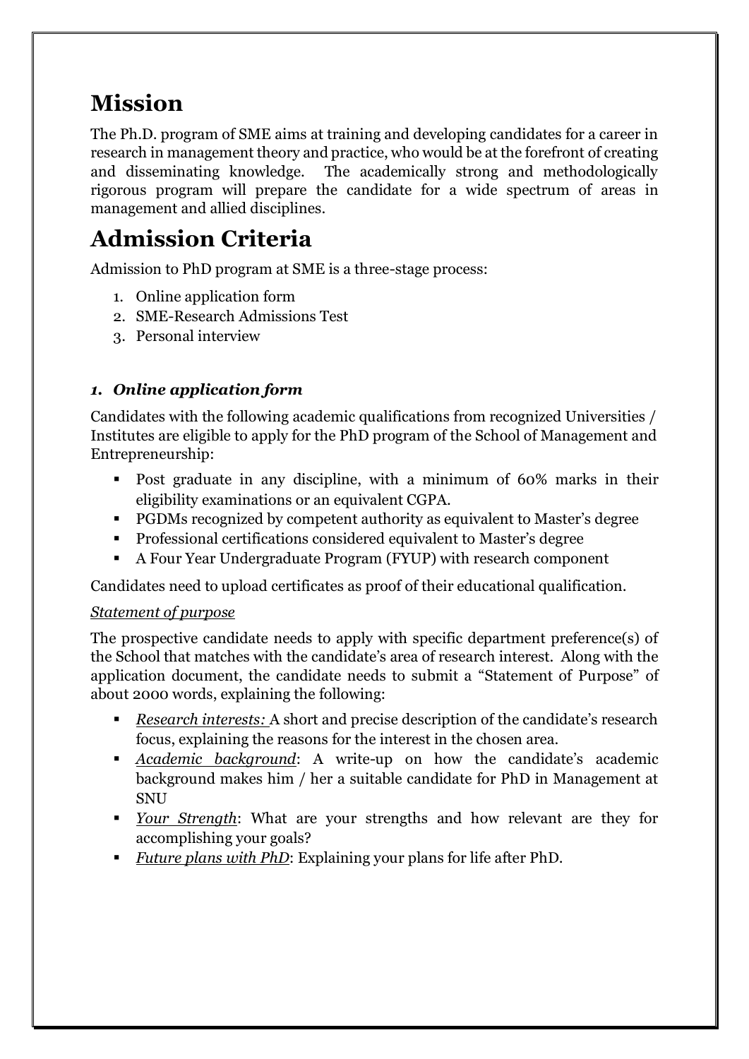# Mission

The Ph.D. program of SME aims at training and developing candidates for a career in research in management theory and practice, who would be at the forefront of creating and disseminating knowledge. The academically strong and methodologically rigorous program will prepare the candidate for a wide spectrum of areas in management and allied disciplines.

# Admission Criteria

Admission to PhD program at SME is a three-stage process:

1. Online application form
2. SME-Research Admissions Test
3. Personal interview

### *1. Online application form*

Candidates with the following academic qualifications from recognized Universities / Institutes are eligible to apply for the PhD program of the School of Management and Entrepreneurship:

- Post graduate in any discipline, with a minimum of 60% marks in their eligibility examinations or an equivalent CGPA.
- PGDMs recognized by competent authority as equivalent to Master's degree
- Professional certifications considered equivalent to Master's degree
- A Four Year Undergraduate Program (FYUP) with research component

Candidates need to upload certificates as proof of their educational qualification.

*Statement of purpose*

The prospective candidate needs to apply with specific department preference(s) of the School that matches with the candidate's area of research interest. Along with the application document, the candidate needs to submit a "Statement of Purpose" of about 2000 words, explaining the following:

- *Research interests:* A short and precise description of the candidate's research focus, explaining the reasons for the interest in the chosen area.
- *Academic background*: A write-up on how the candidate's academic background makes him / her a suitable candidate for PhD in Management at SNU
- *Your Strength*: What are your strengths and how relevant are they for accomplishing your goals?
- *Future plans with PhD*: Explaining your plans for life after PhD.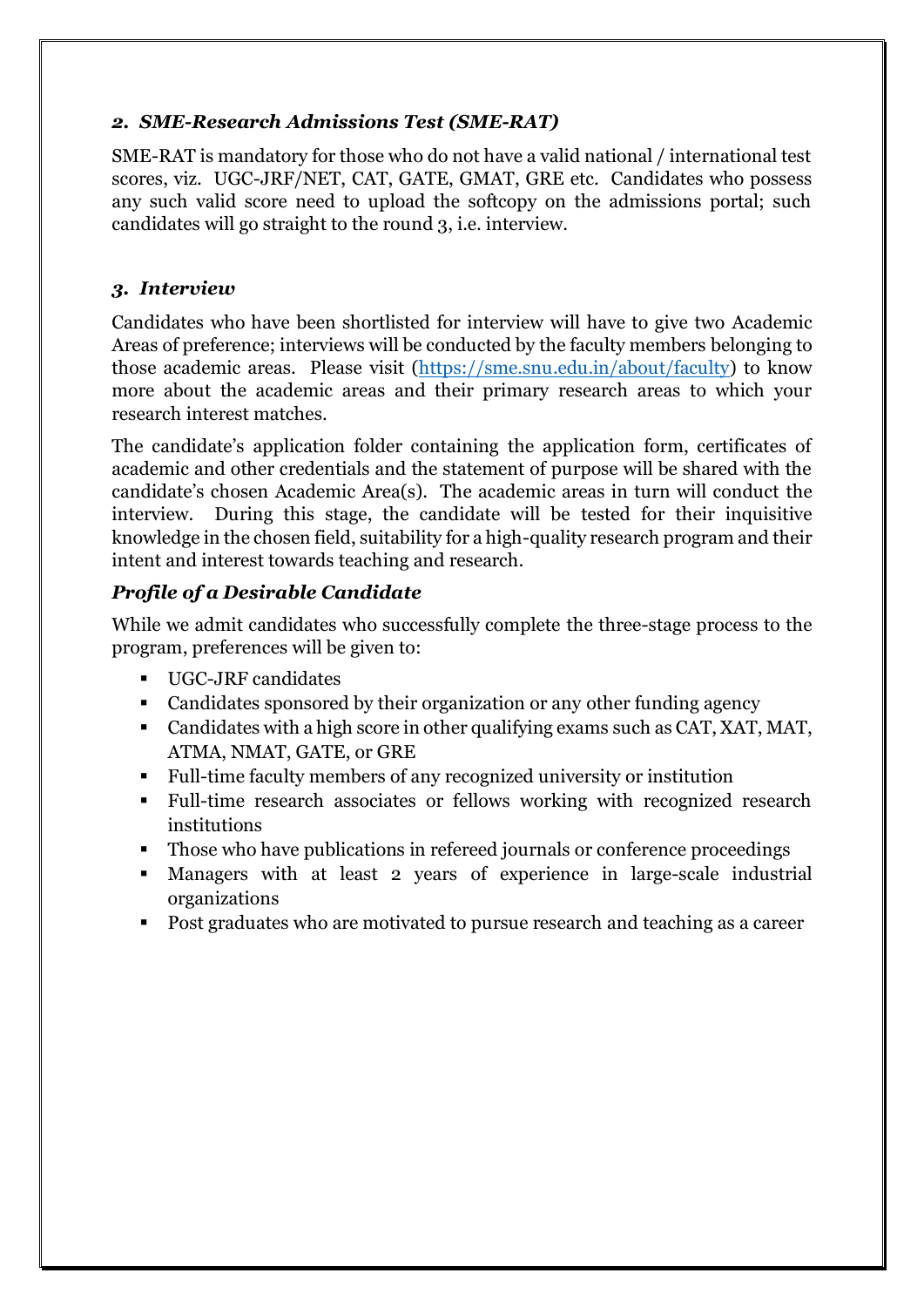### *2. SME-Research Admissions Test (SME-RAT)*

SME-RAT is mandatory for those who do not have a valid national / international test scores, viz. UGC-JRF/NET, CAT, GATE, GMAT, GRE etc. Candidates who possess any such valid score need to upload the softcopy on the admissions portal; such candidates will go straight to the round 3, i.e. interview.

### *3. Interview*

Candidates who have been shortlisted for interview will have to give two Academic Areas of preference; interviews will be conducted by the faculty members belonging to those academic areas. Please visit ([https://sme.snu.edu.in/about/faculty](https://sme.snu.edu.in/about/faculty)) to know more about the academic areas and their primary research areas to which your research interest matches.

The candidate's application folder containing the application form, certificates of academic and other credentials and the statement of purpose will be shared with the candidate's chosen Academic Area(s). The academic areas in turn will conduct the interview. During this stage, the candidate will be tested for their inquisitive knowledge in the chosen field, suitability for a high-quality research program and their intent and interest towards teaching and research.

### *Profile of a Desirable Candidate*

While we admit candidates who successfully complete the three-stage process to the program, preferences will be given to:

- UGC-JRF candidates
- Candidates sponsored by their organization or any other funding agency
- Candidates with a high score in other qualifying exams such as CAT, XAT, MAT, ATMA, NMAT, GATE, or GRE
- Full-time faculty members of any recognized university or institution
- Full-time research associates or fellows working with recognized research institutions
- Those who have publications in refereed journals or conference proceedings
- Managers with at least 2 years of experience in large-scale industrial organizations
- Post graduates who are motivated to pursue research and teaching as a career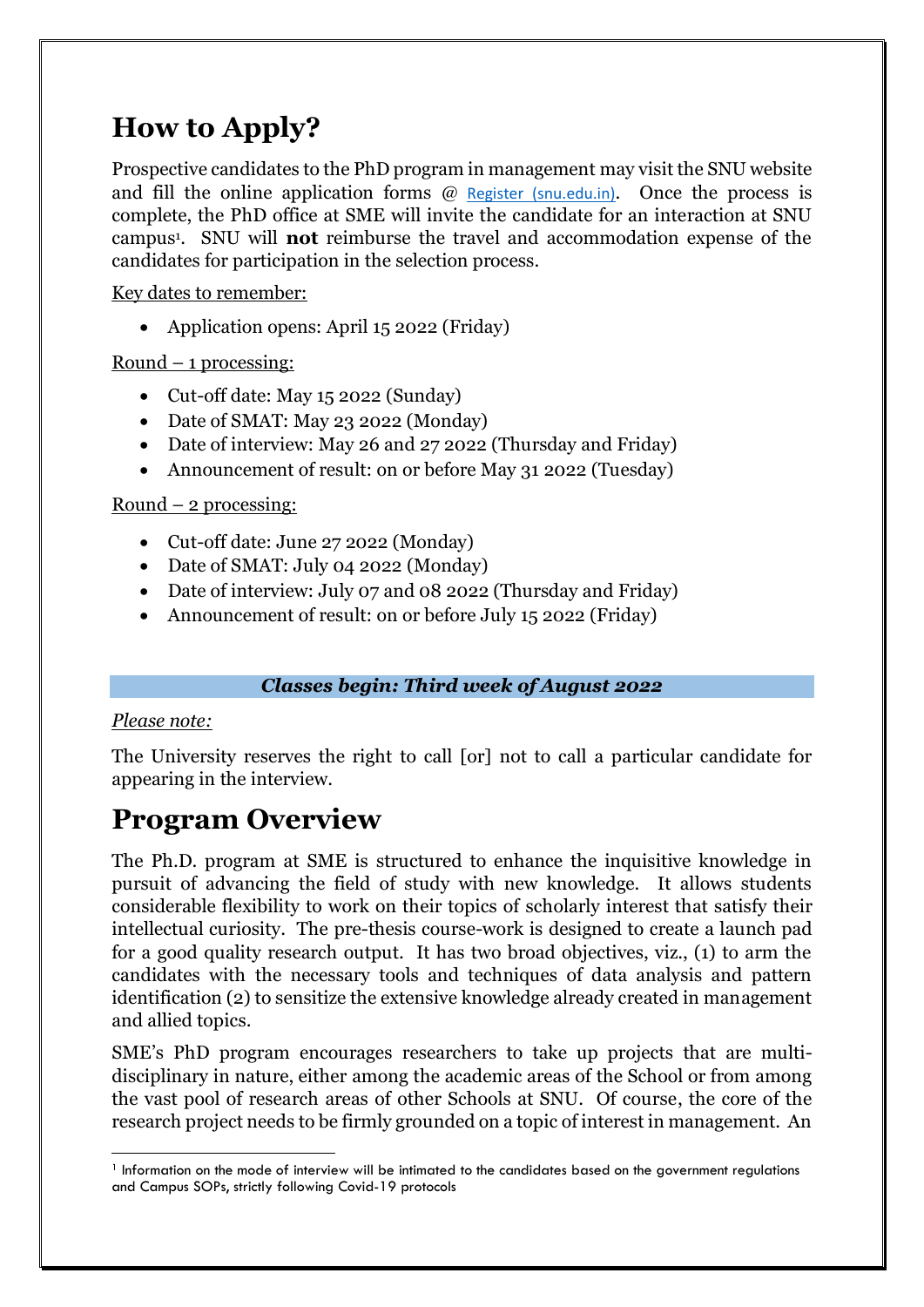# How to Apply?

Prospective candidates to the PhD program in management may visit the SNU website and fill the online application forms @ Register (snu.edu.in). Once the process is complete, the PhD office at SME will invite the candidate for an interaction at SNU campus[1]. SNU will **not** reimburse the travel and accommodation expense of the candidates for participation in the selection process.

Key dates to remember:

- Application opens: April 15 2022 (Friday)

Round – 1 processing:

- Cut-off date: May 15 2022 (Sunday)
- Date of SMAT: May 23 2022 (Monday)
- Date of interview: May 26 and 27 2022 (Thursday and Friday)
- Announcement of result: on or before May 31 2022 (Tuesday)

Round – 2 processing:

- Cut-off date: June 27 2022 (Monday)
- Date of SMAT: July 04 2022 (Monday)
- Date of interview: July 07 and 08 2022 (Thursday and Friday)
- Announcement of result: on or before July 15 2022 (Friday)

***Classes begin: Third week of August 2022***

*Please note:*

The University reserves the right to call [or] not to call a particular candidate for appearing in the interview.

# Program Overview

The Ph.D. program at SME is structured to enhance the inquisitive knowledge in pursuit of advancing the field of study with new knowledge. It allows students considerable flexibility to work on their topics of scholarly interest that satisfy their intellectual curiosity. The pre-thesis course-work is designed to create a launch pad for a good quality research output. It has two broad objectives, viz., (1) to arm the candidates with the necessary tools and techniques of data analysis and pattern identification (2) to sensitize the extensive knowledge already created in management and allied topics.

SME's PhD program encourages researchers to take up projects that are multi-disciplinary in nature, either among the academic areas of the School or from among the vast pool of research areas of other Schools at SNU. Of course, the core of the research project needs to be firmly grounded on a topic of interest in management. An

[1] Information on the mode of interview will be intimated to the candidates based on the government regulations and Campus SOPs, strictly following Covid-19 protocols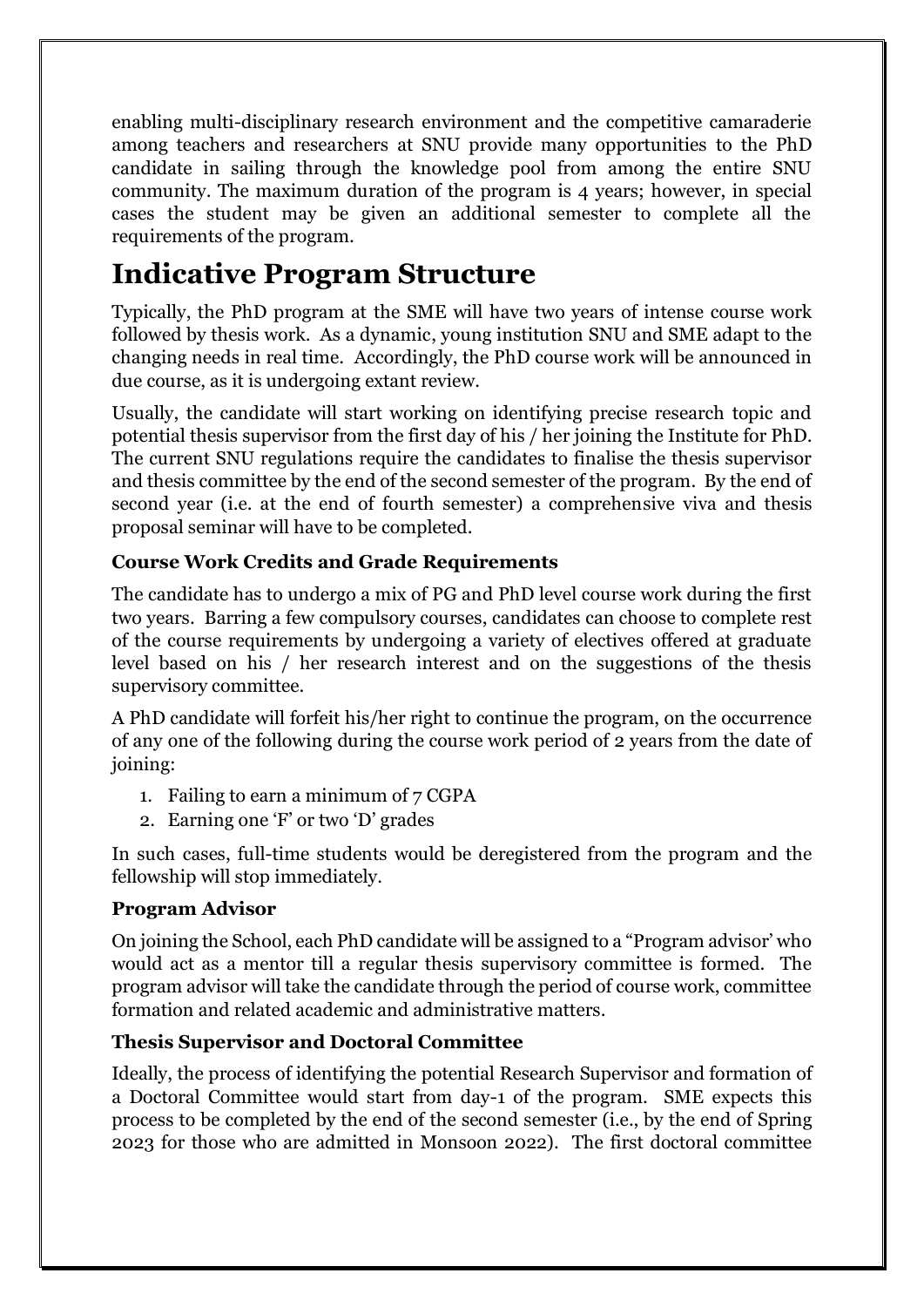enabling multi-disciplinary research environment and the competitive camaraderie among teachers and researchers at SNU provide many opportunities to the PhD candidate in sailing through the knowledge pool from among the entire SNU community. The maximum duration of the program is 4 years; however, in special cases the student may be given an additional semester to complete all the requirements of the program.

# Indicative Program Structure

Typically, the PhD program at the SME will have two years of intense course work followed by thesis work. As a dynamic, young institution SNU and SME adapt to the changing needs in real time. Accordingly, the PhD course work will be announced in due course, as it is undergoing extant review.

Usually, the candidate will start working on identifying precise research topic and potential thesis supervisor from the first day of his / her joining the Institute for PhD. The current SNU regulations require the candidates to finalise the thesis supervisor and thesis committee by the end of the second semester of the program. By the end of second year (i.e. at the end of fourth semester) a comprehensive viva and thesis proposal seminar will have to be completed.

### Course Work Credits and Grade Requirements

The candidate has to undergo a mix of PG and PhD level course work during the first two years. Barring a few compulsory courses, candidates can choose to complete rest of the course requirements by undergoing a variety of electives offered at graduate level based on his / her research interest and on the suggestions of the thesis supervisory committee.

A PhD candidate will forfeit his/her right to continue the program, on the occurrence of any one of the following during the course work period of 2 years from the date of joining:

1. Failing to earn a minimum of 7 CGPA
2. Earning one 'F' or two 'D' grades

In such cases, full-time students would be deregistered from the program and the fellowship will stop immediately.

### Program Advisor

On joining the School, each PhD candidate will be assigned to a "Program advisor' who would act as a mentor till a regular thesis supervisory committee is formed. The program advisor will take the candidate through the period of course work, committee formation and related academic and administrative matters.

### Thesis Supervisor and Doctoral Committee

Ideally, the process of identifying the potential Research Supervisor and formation of a Doctoral Committee would start from day-1 of the program. SME expects this process to be completed by the end of the second semester (i.e., by the end of Spring 2023 for those who are admitted in Monsoon 2022). The first doctoral committee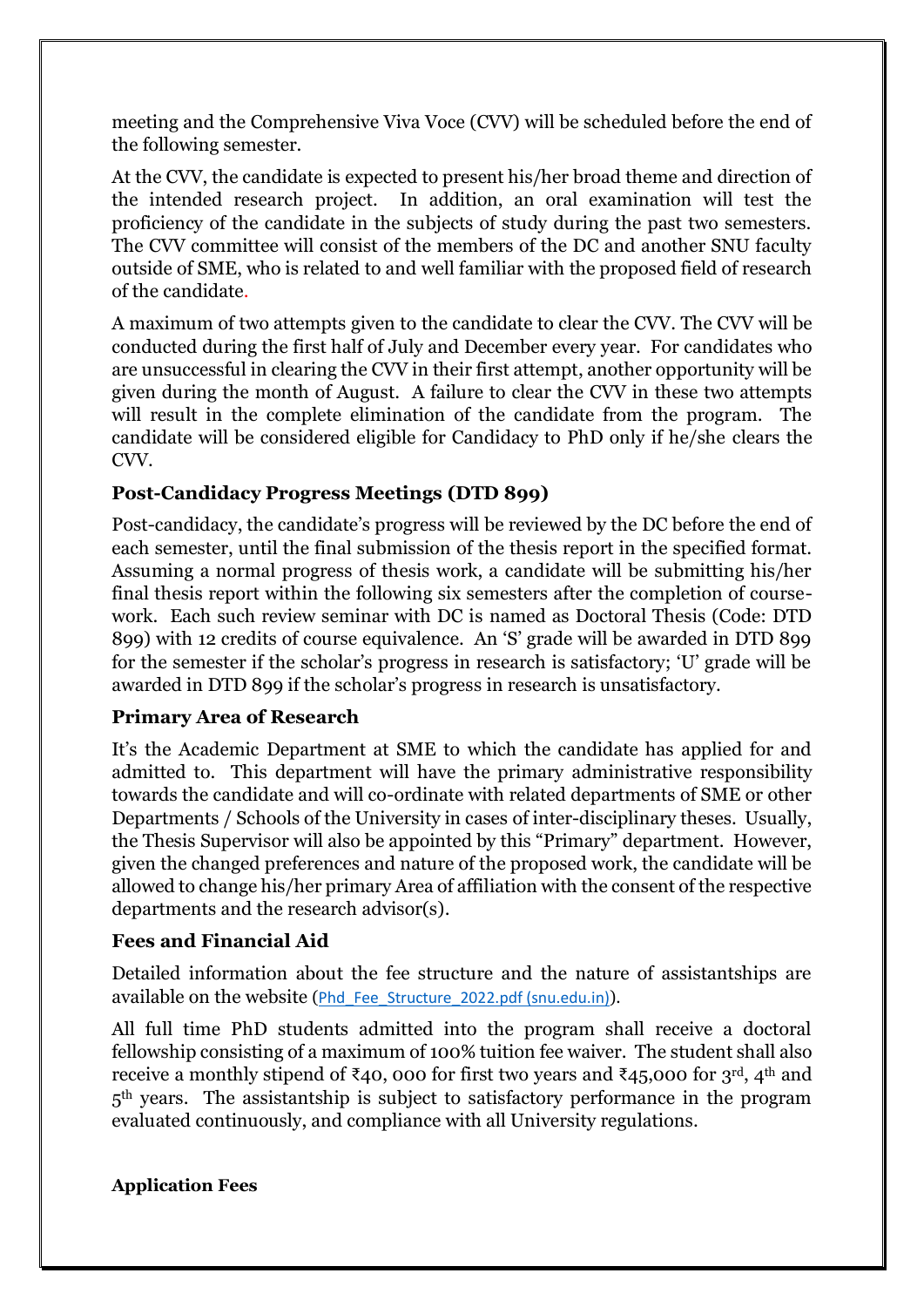meeting and the Comprehensive Viva Voce (CVV) will be scheduled before the end of the following semester.

At the CVV, the candidate is expected to present his/her broad theme and direction of the intended research project. In addition, an oral examination will test the proficiency of the candidate in the subjects of study during the past two semesters. The CVV committee will consist of the members of the DC and another SNU faculty outside of SME, who is related to and well familiar with the proposed field of research of the candidate.

A maximum of two attempts given to the candidate to clear the CVV. The CVV will be conducted during the first half of July and December every year. For candidates who are unsuccessful in clearing the CVV in their first attempt, another opportunity will be given during the month of August. A failure to clear the CVV in these two attempts will result in the complete elimination of the candidate from the program. The candidate will be considered eligible for Candidacy to PhD only if he/she clears the CVV.

### Post-Candidacy Progress Meetings (DTD 899)

Post-candidacy, the candidate's progress will be reviewed by the DC before the end of each semester, until the final submission of the thesis report in the specified format. Assuming a normal progress of thesis work, a candidate will be submitting his/her final thesis report within the following six semesters after the completion of course-work. Each such review seminar with DC is named as Doctoral Thesis (Code: DTD 899) with 12 credits of course equivalence. An 'S' grade will be awarded in DTD 899 for the semester if the scholar's progress in research is satisfactory; 'U' grade will be awarded in DTD 899 if the scholar's progress in research is unsatisfactory.

### Primary Area of Research

It's the Academic Department at SME to which the candidate has applied for and admitted to. This department will have the primary administrative responsibility towards the candidate and will co-ordinate with related departments of SME or other Departments / Schools of the University in cases of inter-disciplinary theses. Usually, the Thesis Supervisor will also be appointed by this "Primary" department. However, given the changed preferences and nature of the proposed work, the candidate will be allowed to change his/her primary Area of affiliation with the consent of the respective departments and the research advisor(s).

### Fees and Financial Aid

Detailed information about the fee structure and the nature of assistantships are available on the website (Phd_Fee_Structure_2022.pdf (snu.edu.in)).

All full time PhD students admitted into the program shall receive a doctoral fellowship consisting of a maximum of 100% tuition fee waiver. The student shall also receive a monthly stipend of ₹40, 000 for first two years and ₹45,000 for 3rd, 4th and 5th years. The assistantship is subject to satisfactory performance in the program evaluated continuously, and compliance with all University regulations.

### Application Fees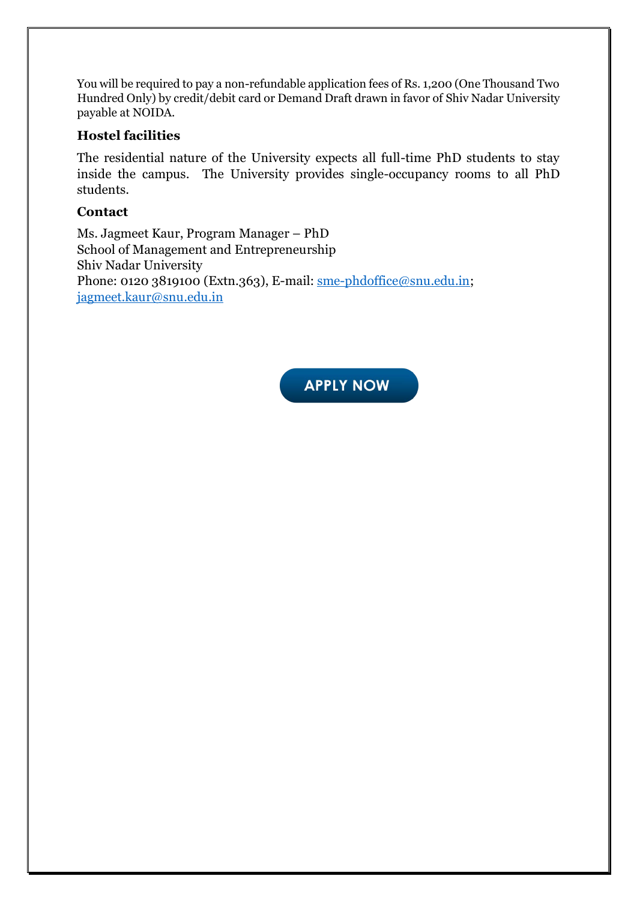You will be required to pay a non-refundable application fees of Rs. 1,200 (One Thousand Two Hundred Only) by credit/debit card or Demand Draft drawn in favor of Shiv Nadar University payable at NOIDA.

### Hostel facilities

The residential nature of the University expects all full-time PhD students to stay inside the campus. The University provides single-occupancy rooms to all PhD students.

### Contact

Ms. Jagmeet Kaur, Program Manager – PhD
School of Management and Entrepreneurship
Shiv Nadar University
Phone: 0120 3819100 (Extn.363), E-mail: sme-phdoffice@snu.edu.in; jagmeet.kaur@snu.edu.in

APPLY NOW